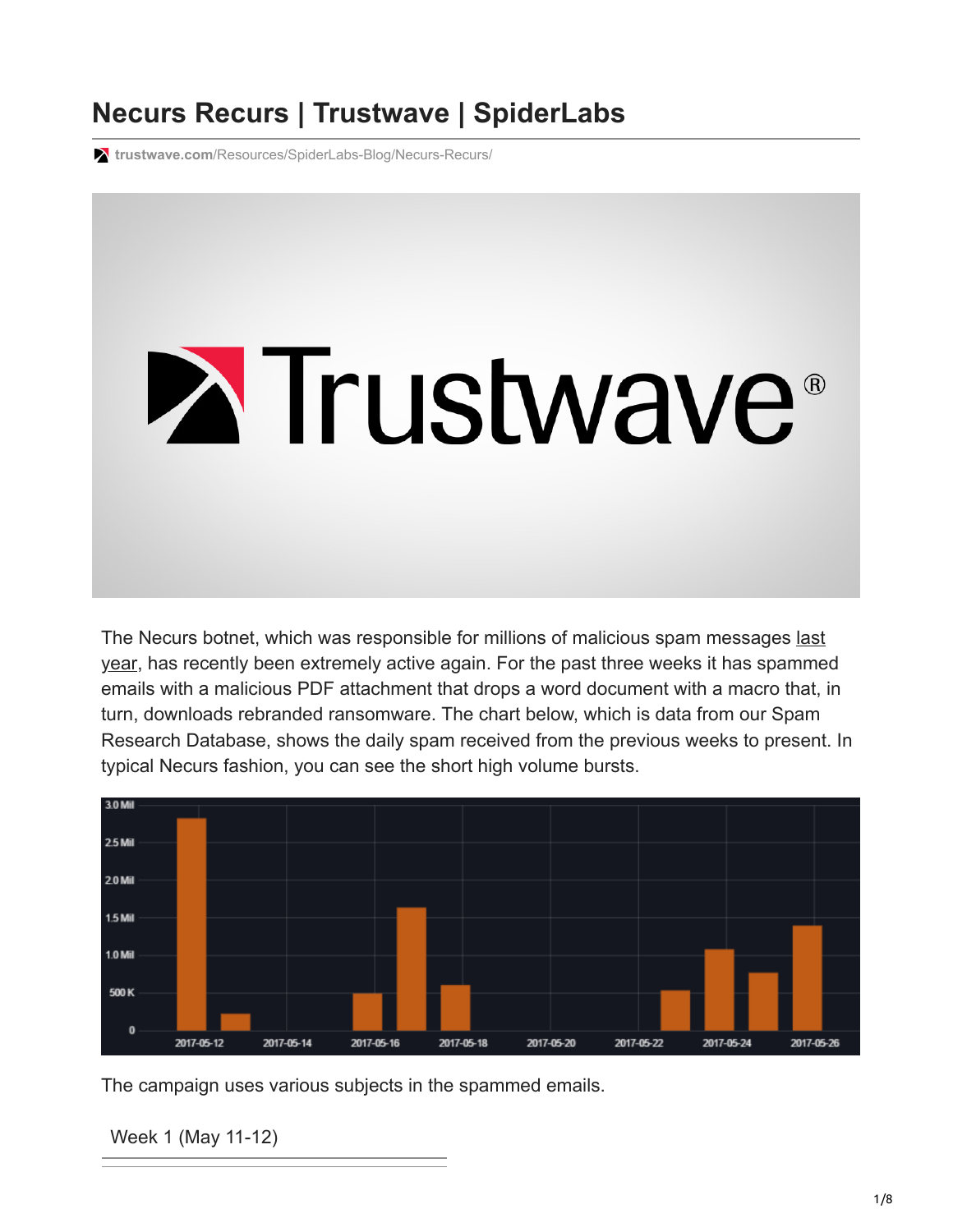# Necurs Recurs | Trustwave | SpiderLabs

trustwave.com/Resources/SpiderLabs-Blog/Necurs-Recurs/

The Necurs botnet, which was responsible for millions of malicious spam messages last year, has recently been extremely active again. For the past three weeks it has spammed emails with a malicious PDF attachment that drops a word document with a macro that, in turn, downloads rebranded ransomware. The chart below, which is data from our Spam Research Database, shows the daily spam received from the previous weeks to present. In typical Necurs fashion, you can see the short high volume bursts.

The campaign uses various subjects in the spammed emails.

Week 1 (May 11-12)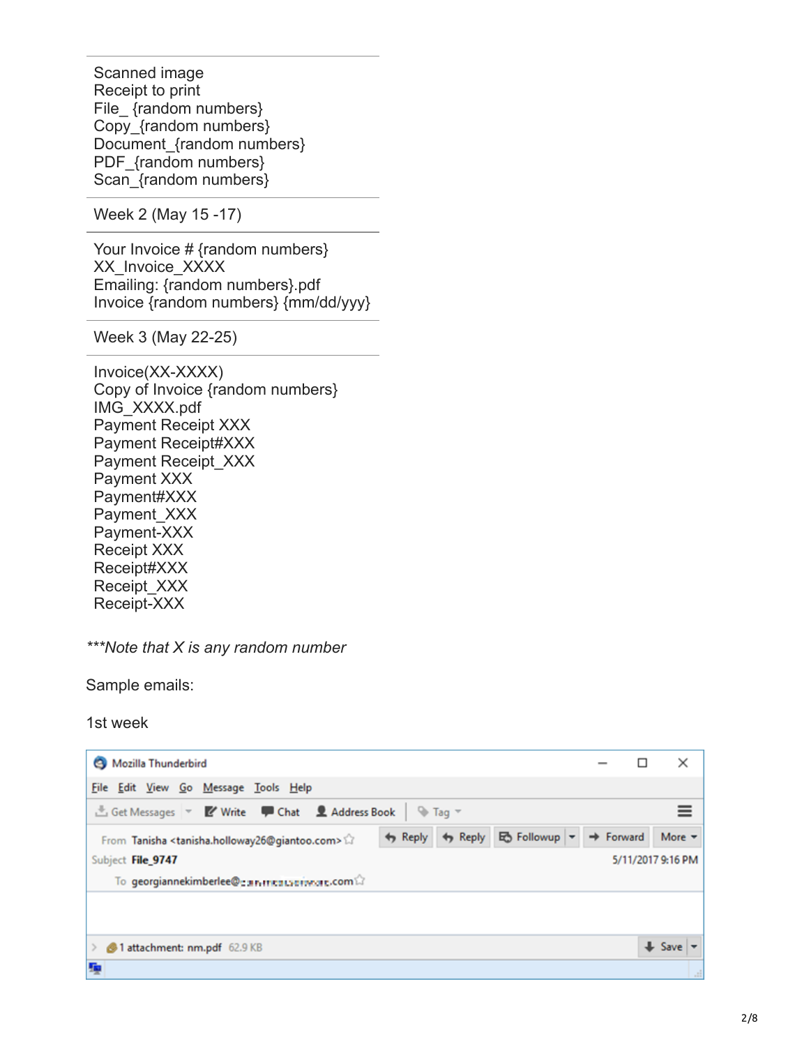| |
|---|
| Scanned image<br>Receipt to print<br>File_ {random numbers}<br>Copy_{random numbers}<br>Document_{random numbers}<br>PDF_{random numbers}<br>Scan_{random numbers} |
| Week 2 (May 15 -17) |
| Your Invoice # {random numbers}<br>XX_Invoice_XXXX<br>Emailing: {random numbers}.pdf<br>Invoice {random numbers} {mm/dd/yyy} |
| Week 3 (May 22-25) |
| Invoice(XX-XXXX)<br>Copy of Invoice {random numbers}<br>IMG_XXXX.pdf<br>Payment Receipt XXX<br>Payment Receipt#XXX<br>Payment Receipt_XXX<br>Payment XXX<br>Payment#XXX<br>Payment_XXX<br>Payment-XXX<br>Receipt XXX<br>Receipt#XXX<br>Receipt_XXX<br>Receipt-XXX |

****Note that X is any random number*

Sample emails:

1st week

Mozilla Thunderbird

File Edit View Go Message Tools Help

Get Messages | Write | Chat | Address Book | Tag

From Tanisha <tanisha.holloway26@giantoo.com>

Subject **File_9747**

To georgiannekimberlee@...com

5/11/2017 9:16 PM

1 attachment: nm.pdf 62.9 KB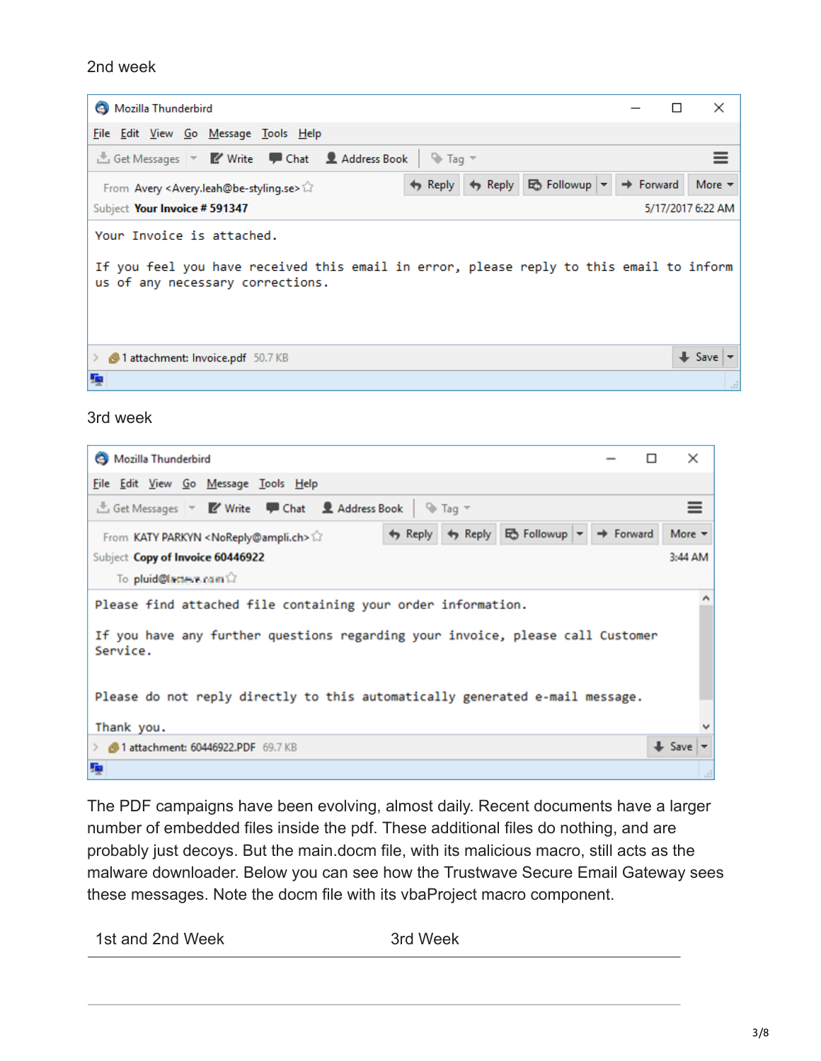2nd week

Mozilla Thunderbird

File Edit View Go Message Tools Help

Get Messages | Write | Chat | Address Book | Tag

From Avery <Avery.leah@be-styling.se>

Subject **Your Invoice # 591347**

5/17/2017 6:22 AM

```
Your Invoice is attached.

If you feel you have received this email in error, please reply to this email to inform
us of any necessary corrections.
```

1 attachment: Invoice.pdf 50.7 KB

3rd week

Mozilla Thunderbird

File Edit View Go Message Tools Help

Get Messages | Write | Chat | Address Book | Tag

From KATY PARKYN <NoReply@ampli.ch>

Subject **Copy of Invoice 60446922**

3:44 AM

To pluid@[redacted]

```
Please find attached file containing your order information.

If you have any further questions regarding your invoice, please call Customer
Service.

Please do not reply directly to this automatically generated e-mail message.

Thank you.
```

1 attachment: 60446922.PDF 69.7 KB

The PDF campaigns have been evolving, almost daily. Recent documents have a larger number of embedded files inside the pdf. These additional files do nothing, and are probably just decoys. But the main.docm file, with its malicious macro, still acts as the malware downloader. Below you can see how the Trustwave Secure Email Gateway sees these messages. Note the docm file with its vbaProject macro component.

| 1st and 2nd Week | 3rd Week |
| --- | --- |
| | |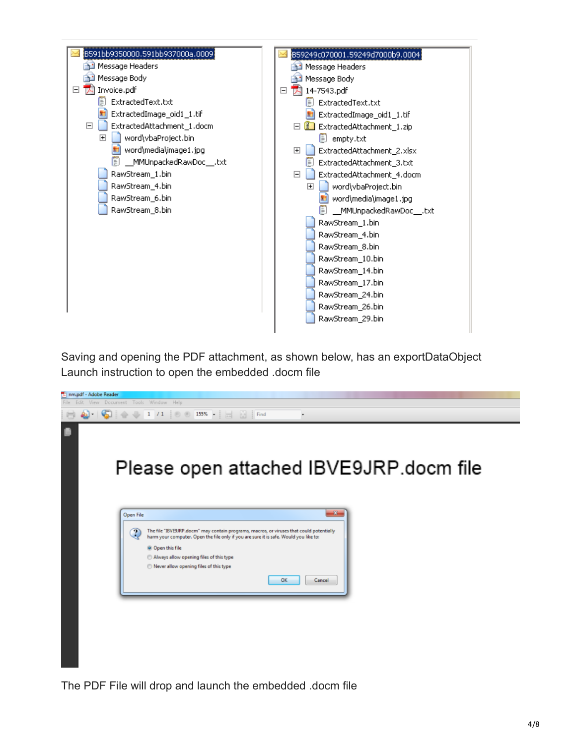Saving and opening the PDF attachment, as shown below, has an exportDataObject Launch instruction to open the embedded .docm file

The PDF File will drop and launch the embedded .docm file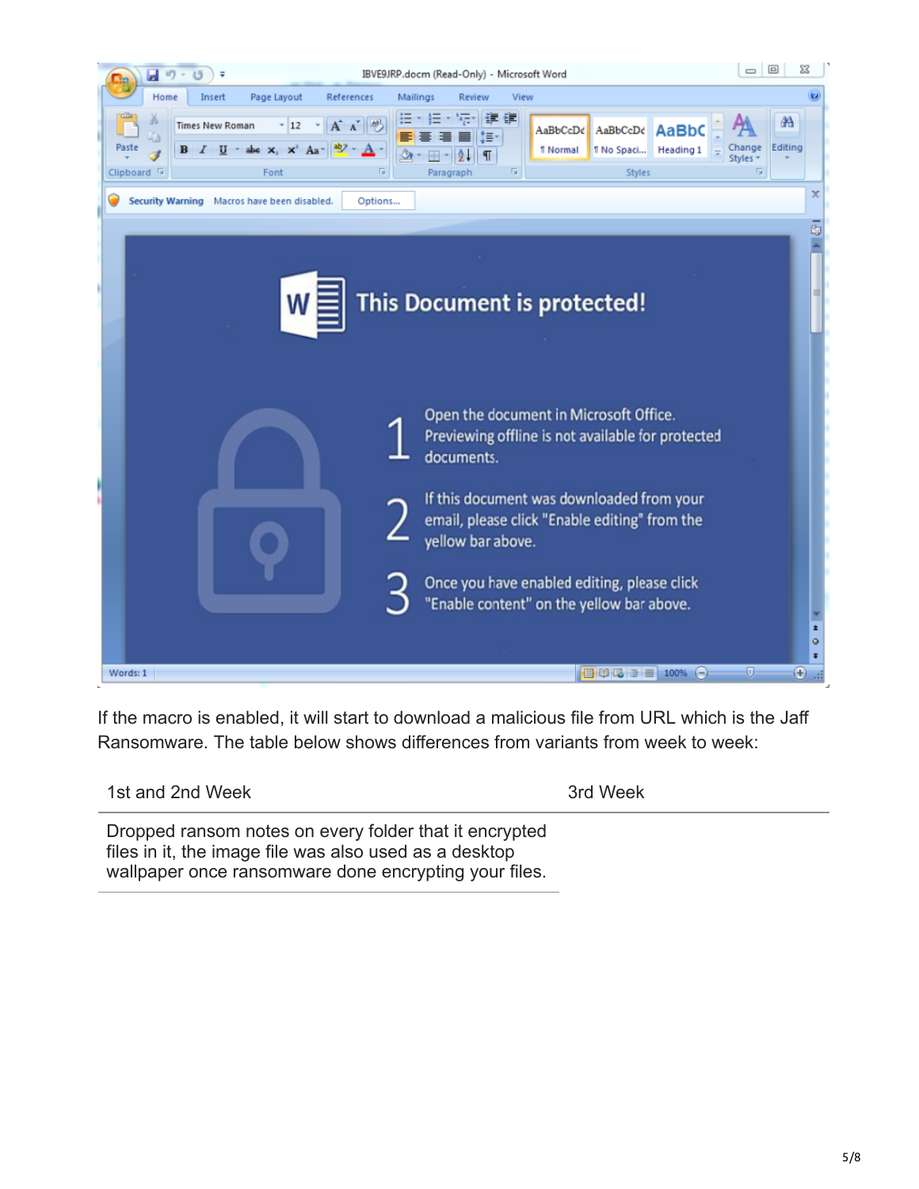If the macro is enabled, it will start to download a malicious file from URL which is the Jaff Ransomware. The table below shows differences from variants from week to week:

| 1st and 2nd Week | 3rd Week |
| --- | --- |
| Dropped ransom notes on every folder that it encrypted files in it, the image file was also used as a desktop wallpaper once ransomware done encrypting your files. | |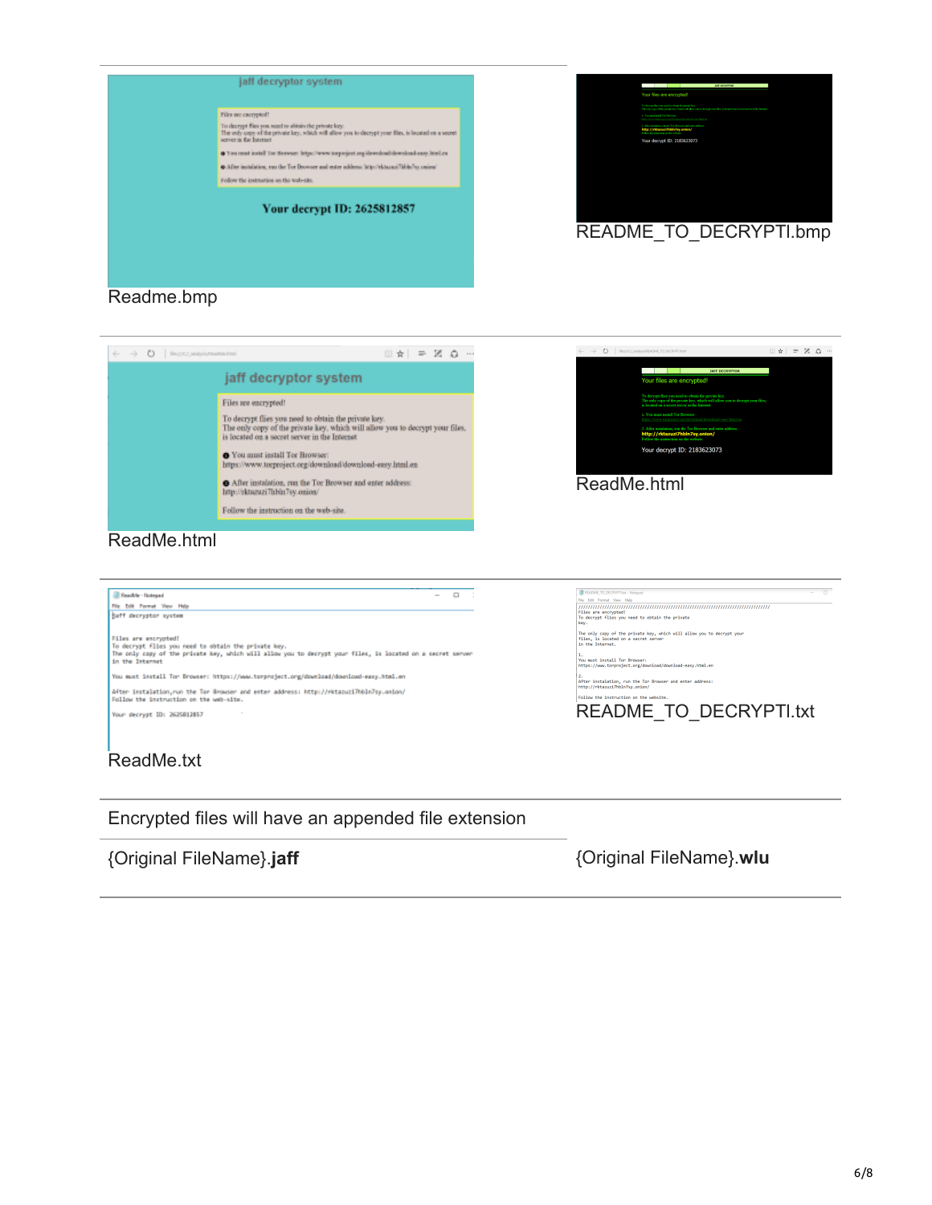| | |
|---|---|
| Readme.bmp | README_TO_DECRYPTl.bmp |
| ReadMe.html | ReadMe.html |
| ReadMe.txt | README_TO_DECRYPTl.txt |

Encrypted files will have an appended file extension

| | |
|---|---|
| {Original FileName}.**jaff** | {Original FileName}.**wlu** |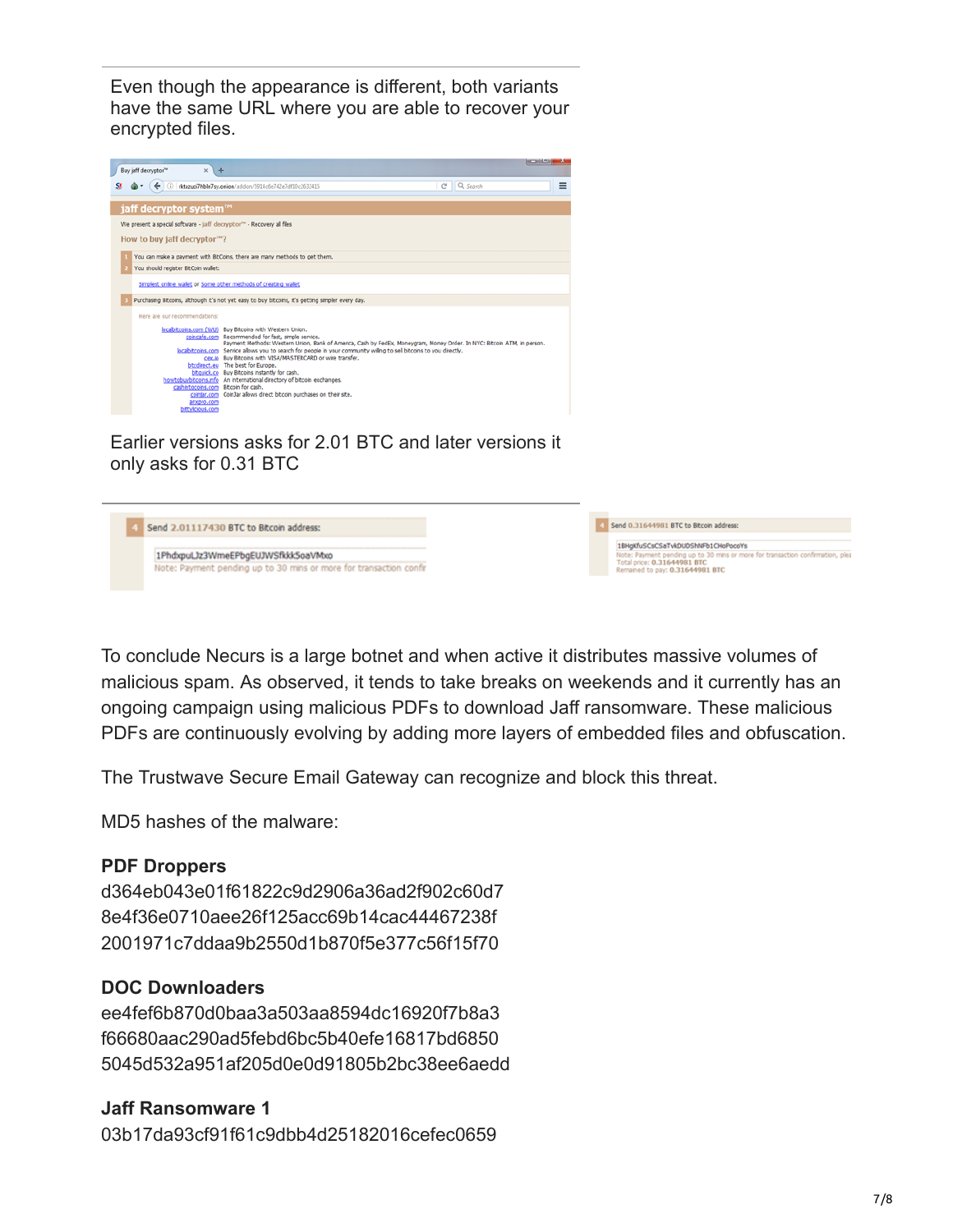Even though the appearance is different, both variants have the same URL where you are able to recover your encrypted files.

Earlier versions asks for 2.01 BTC and later versions it only asks for 0.31 BTC

To conclude Necurs is a large botnet and when active it distributes massive volumes of malicious spam. As observed, it tends to take breaks on weekends and it currently has an ongoing campaign using malicious PDFs to download Jaff ransomware. These malicious PDFs are continuously evolving by adding more layers of embedded files and obfuscation.

The Trustwave Secure Email Gateway can recognize and block this threat.

MD5 hashes of the malware:

**PDF Droppers**
d364eb043e01f61822c9d2906a36ad2f902c60d7
8e4f36e0710aee26f125acc69b14cac44467238f
2001971c7ddaa9b2550d1b870f5e377c56f15f70

**DOC Downloaders**
ee4fef6b870d0baa3a503aa8594dc16920f7b8a3
f66680aac290ad5febd6bc5b40efe16817bd6850
5045d532a951af205d0e0d91805b2bc38ee6aedd

**Jaff Ransomware 1**
03b17da93cf91f61c9dbb4d25182016cefec0659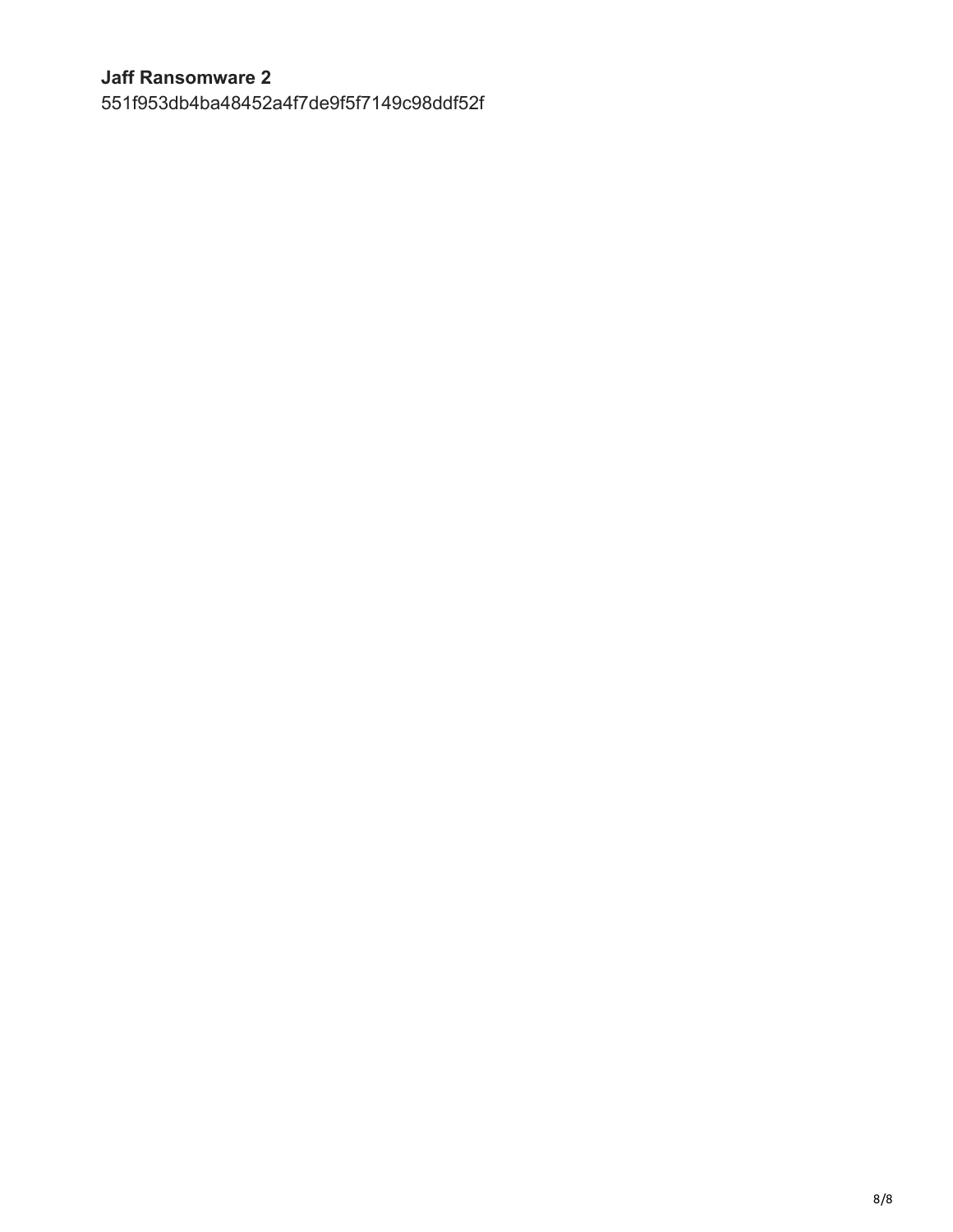**Jaff Ransomware 2**
551f953db4ba48452a4f7de9f5f7149c98ddf52f